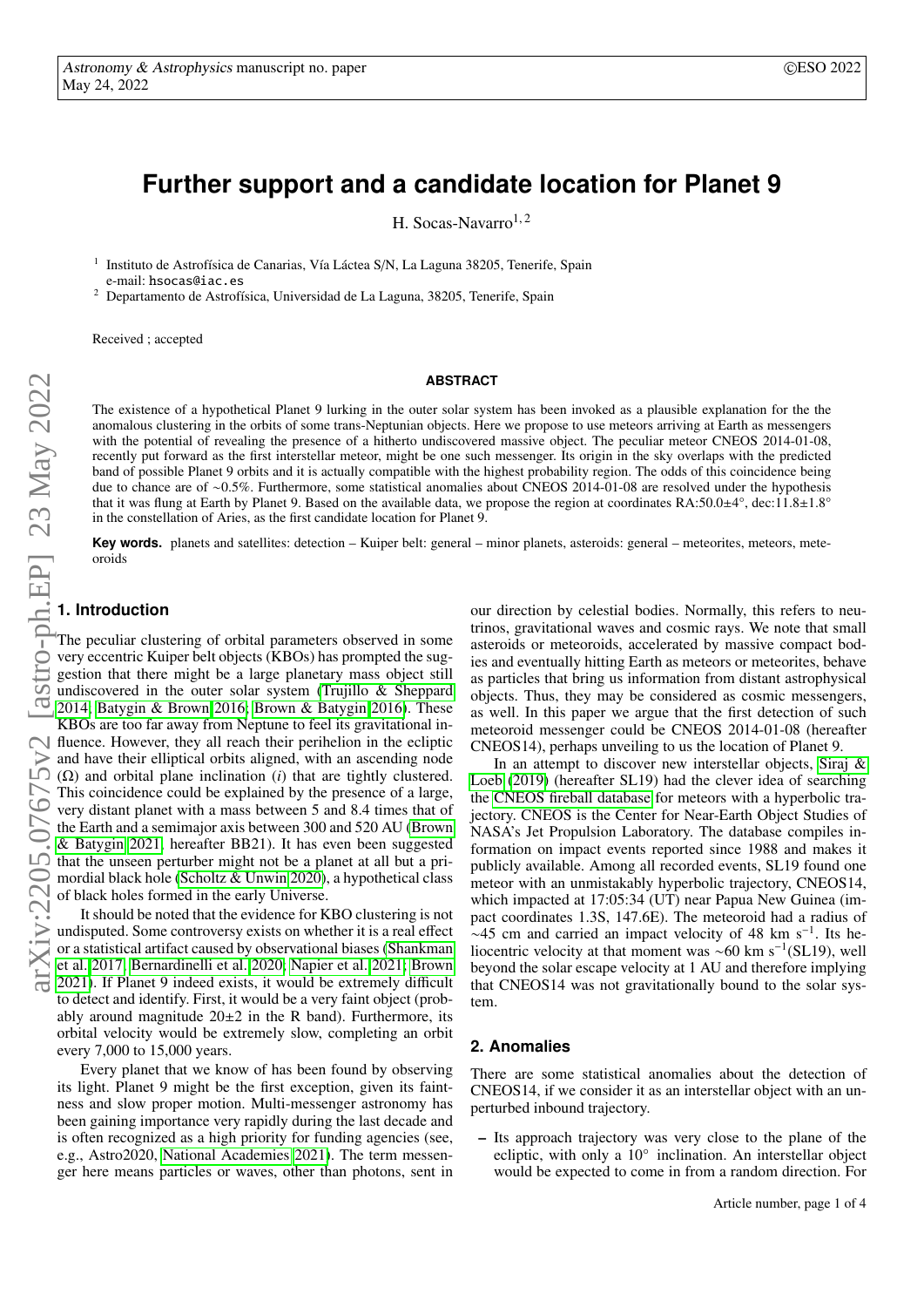# Further support and a candidate location for Planet 9

H. Socas-Navarro[1,2]

[1] Instituto de Astrofísica de Canarias, Vía Láctea S/N, La Laguna 38205, Tenerife, Spain
e-mail: hsocas@iac.es

[2] Departamento de Astrofísica, Universidad de La Laguna, 38205, Tenerife, Spain

Received ; accepted

## ABSTRACT

The existence of a hypothetical Planet 9 lurking in the outer solar system has been invoked as a plausible explanation for the the anomalous clustering in the orbits of some trans-Neptunian objects. Here we propose to use meteors arriving at Earth as messengers with the potential of revealing the presence of a hitherto undiscovered massive object. The peculiar meteor CNEOS 2014-01-08, recently put forward as the first interstellar meteor, might be one such messenger. Its origin in the sky overlaps with the predicted band of possible Planet 9 orbits and it is actually compatible with the highest probability region. The odds of this coincidence being due to chance are of ∼0.5%. Furthermore, some statistical anomalies about CNEOS 2014-01-08 are resolved under the hypothesis that it was flung at Earth by Planet 9. Based on the available data, we propose the region at coordinates RA:50.0±4°, dec:11.8±1.8° in the constellation of Aries, as the first candidate location for Planet 9.

**Key words.** planets and satellites: detection – Kuiper belt: general – minor planets, asteroids: general – meteorites, meteors, meteoroids

## 1. Introduction

The peculiar clustering of orbital parameters observed in some very eccentric Kuiper belt objects (KBOs) has prompted the suggestion that there might be a large planetary mass object still undiscovered in the outer solar system (Trujillo & Sheppard 2014; Batygin & Brown 2016; Brown & Batygin 2016). These KBOs are too far away from Neptune to feel its gravitational influence. However, they all reach their perihelion in the ecliptic and have their elliptical orbits aligned, with an ascending node ($\Omega$) and orbital plane inclination ($i$) that are tightly clustered. This coincidence could be explained by the presence of a large, very distant planet with a mass between 5 and 8.4 times that of the Earth and a semimajor axis between 300 and 520 AU (Brown & Batygin 2021, hereafter BB21). It has even been suggested that the unseen perturber might not be a planet at all but a primordial black hole (Scholtz & Unwin 2020), a hypothetical class of black holes formed in the early Universe.

It should be noted that the evidence for KBO clustering is not undisputed. Some controversy exists on whether it is a real effect or a statistical artifact caused by observational biases (Shankman et al. 2017; Bernardinelli et al. 2020; Napier et al. 2021; Brown 2021). If Planet 9 indeed exists, it would be extremely difficult to detect and identify. First, it would be a very faint object (probably around magnitude 20±2 in the R band). Furthermore, its orbital velocity would be extremely slow, completing an orbit every 7,000 to 15,000 years.

Every planet that we know of has been found by observing its light. Planet 9 might be the first exception, given its faintness and slow proper motion. Multi-messenger astronomy has been gaining importance very rapidly during the last decade and is often recognized as a high priority for funding agencies (see, e.g., Astro2020, National Academies 2021). The term messenger here means particles or waves, other than photons, sent in our direction by celestial bodies. Normally, this refers to neutrinos, gravitational waves and cosmic rays. We note that small asteroids or meteoroids, accelerated by massive compact bodies and eventually hitting Earth as meteors or meteorites, behave as particles that bring us information from distant astrophysical objects. Thus, they may be considered as cosmic messengers, as well. In this paper we argue that the first detection of such meteoroid messenger could be CNEOS 2014-01-08 (hereafter CNEOS14), perhaps unveiling to us the location of Planet 9.

In an attempt to discover new interstellar objects, Siraj & Loeb (2019) (hereafter SL19) had the clever idea of searching the CNEOS fireball database for meteors with a hyperbolic trajectory. CNEOS is the Center for Near-Earth Object Studies of NASA's Jet Propulsion Laboratory. The database compiles information on impact events reported since 1988 and makes it publicly available. Among all recorded events, SL19 found one meteor with an unmistakably hyperbolic trajectory, CNEOS14, which impacted at 17:05:34 (UT) near Papua New Guinea (impact coordinates 1.3S, 147.6E). The meteoroid had a radius of ∼45 cm and carried an impact velocity of 48 km s$^{-1}$. Its heliocentric velocity at that moment was ∼60 km s$^{-1}$(SL19), well beyond the solar escape velocity at 1 AU and therefore implying that CNEOS14 was not gravitationally bound to the solar system.

## 2. Anomalies

There are some statistical anomalies about the detection of CNEOS14, if we consider it as an interstellar object with an unperturbed inbound trajectory.

- Its approach trajectory was very close to the plane of the ecliptic, with only a 10° inclination. An interstellar object would be expected to come in from a random direction. For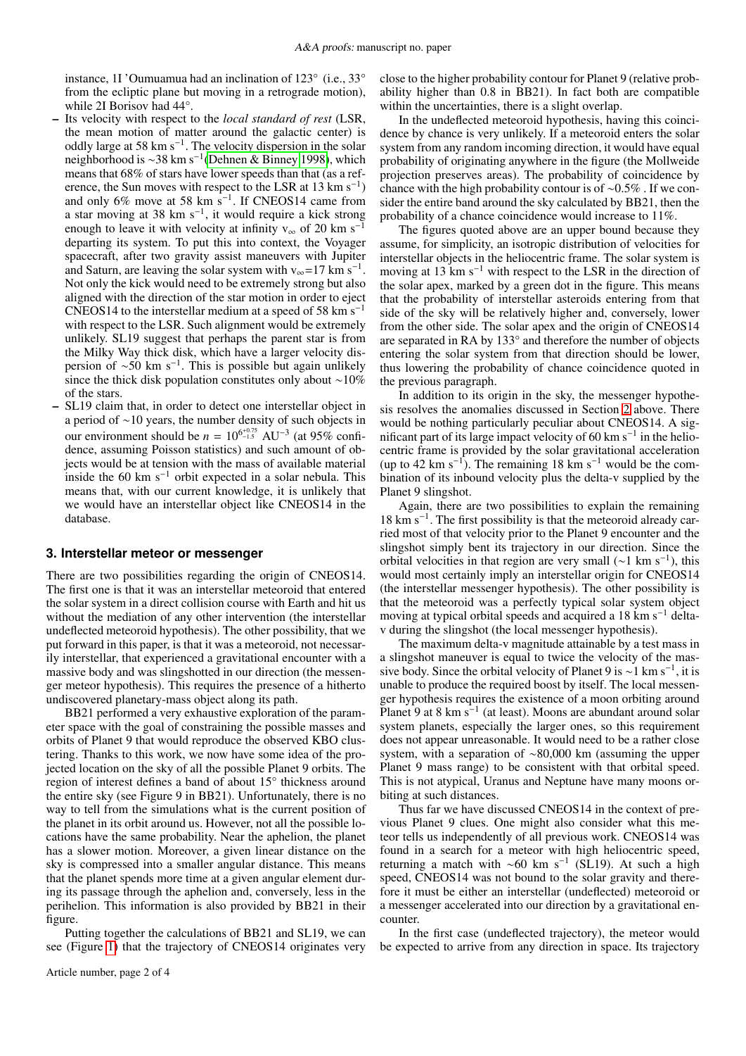instance, 1I 'Oumuamua had an inclination of 123° (i.e., 33° from the ecliptic plane but moving in a retrograde motion), while 2I Borisov had 44°.

- Its velocity with respect to the *local standard of rest* (LSR, the mean motion of matter around the galactic center) is oddly large at 58 km s$^{-1}$. The velocity dispersion in the solar neighborhood is ~38 km s$^{-1}$ (Dehnen & Binney 1998), which means that 68% of stars have lower speeds than that (as a reference, the Sun moves with respect to the LSR at 13 km s$^{-1}$) and only 6% move at 58 km s$^{-1}$. If CNEOS14 came from a star moving at 38 km s$^{-1}$, it would require a kick strong enough to leave it with velocity at infinity $v_\infty$ of 20 km s$^{-1}$ departing its system. To put this into context, the Voyager spacecraft, after two gravity assist maneuvers with Jupiter and Saturn, are leaving the solar system with $v_\infty$=17 km s$^{-1}$. Not only the kick would need to be extremely strong but also aligned with the direction of the star motion in order to eject CNEOS14 to the interstellar medium at a speed of 58 km s$^{-1}$ with respect to the LSR. Such alignment would be extremely unlikely. SL19 suggest that perhaps the parent star is from the Milky Way thick disk, which have a larger velocity dispersion of ~50 km s$^{-1}$. This is possible but again unlikely since the thick disk population constitutes only about ~10% of the stars.
- SL19 claim that, in order to detect one interstellar object in a period of ~10 years, the number density of such objects in our environment should be $n = 10^{6^{+0.75}_{-1.5}}$ AU$^{-3}$ (at 95% confidence, assuming Poisson statistics) and such amount of objects would be at tension with the mass of available material inside the 60 km s$^{-1}$ orbit expected in a solar nebula. This means that, with our current knowledge, it is unlikely that we would have an interstellar object like CNEOS14 in the database.

## 3. Interstellar meteor or messenger

There are two possibilities regarding the origin of CNEOS14. The first one is that it was an interstellar meteoroid that entered the solar system in a direct collision course with Earth and hit us without the mediation of any other intervention (the interstellar undeflected meteoroid hypothesis). The other possibility, that we put forward in this paper, is that it was a meteoroid, not necessarily interstellar, that experienced a gravitational encounter with a massive body and was slingshotted in our direction (the messenger meteor hypothesis). This requires the presence of a hitherto undiscovered planetary-mass object along its path.

BB21 performed a very exhaustive exploration of the parameter space with the goal of constraining the possible masses and orbits of Planet 9 that would reproduce the observed KBO clustering. Thanks to this work, we now have some idea of the projected location on the sky of all the possible Planet 9 orbits. The region of interest defines a band of about 15° thickness around the entire sky (see Figure 9 in BB21). Unfortunately, there is no way to tell from the simulations what is the current position of the planet in its orbit around us. However, not all the possible locations have the same probability. Near the aphelion, the planet has a slower motion. Moreover, a given linear distance on the sky is compressed into a smaller angular distance. This means that the planet spends more time at a given angular element during its passage through the aphelion and, conversely, less in the perihelion. This information is also provided by BB21 in their figure.

Putting together the calculations of BB21 and SL19, we can see (Figure 1) that the trajectory of CNEOS14 originates very close to the higher probability contour for Planet 9 (relative probability higher than 0.8 in BB21). In fact both are compatible within the uncertainties, there is a slight overlap.

In the undeflected meteoroid hypothesis, having this coincidence by chance is very unlikely. If a meteoroid enters the solar system from any random incoming direction, it would have equal probability of originating anywhere in the figure (the Mollweide projection preserves areas). The probability of coincidence by chance with the high probability contour is of ~0.5% . If we consider the entire band around the sky calculated by BB21, then the probability of a chance coincidence would increase to 11%.

The figures quoted above are an upper bound because they assume, for simplicity, an isotropic distribution of velocities for interstellar objects in the heliocentric frame. The solar system is moving at 13 km s$^{-1}$ with respect to the LSR in the direction of the solar apex, marked by a green dot in the figure. This means that the probability of interstellar asteroids entering from that side of the sky will be relatively higher and, conversely, lower from the other side. The solar apex and the origin of CNEOS14 are separated in RA by 133° and therefore the number of objects entering the solar system from that direction should be lower, thus lowering the probability of chance coincidence quoted in the previous paragraph.

In addition to its origin in the sky, the messenger hypothesis resolves the anomalies discussed in Section 2 above. There would be nothing particularly peculiar about CNEOS14. A significant part of its large impact velocity of 60 km s$^{-1}$ in the heliocentric frame is provided by the solar gravitational acceleration (up to 42 km s$^{-1}$). The remaining 18 km s$^{-1}$ would be the combination of its inbound velocity plus the delta-v supplied by the Planet 9 slingshot.

Again, there are two possibilities to explain the remaining 18 km s$^{-1}$. The first possibility is that the meteoroid already carried most of that velocity prior to the Planet 9 encounter and the slingshot simply bent its trajectory in our direction. Since the orbital velocities in that region are very small (~1 km s$^{-1}$), this would most certainly imply an interstellar origin for CNEOS14 (the interstellar messenger hypothesis). The other possibility is that the meteoroid was a perfectly typical solar system object moving at typical orbital speeds and acquired a 18 km s$^{-1}$ delta-v during the slingshot (the local messenger hypothesis).

The maximum delta-v magnitude attainable by a test mass in a slingshot maneuver is equal to twice the velocity of the massive body. Since the orbital velocity of Planet 9 is ~1 km s$^{-1}$, it is unable to produce the required boost by itself. The local messenger hypothesis requires the existence of a moon orbiting around Planet 9 at 8 km s$^{-1}$ (at least). Moons are abundant around solar system planets, especially the larger ones, so this requirement does not appear unreasonable. It would need to be a rather close system, with a separation of ~80,000 km (assuming the upper Planet 9 mass range) to be consistent with that orbital speed. This is not atypical, Uranus and Neptune have many moons orbiting at such distances.

Thus far we have discussed CNEOS14 in the context of previous Planet 9 clues. One might also consider what this meteor tells us independently of all previous work. CNEOS14 was found in a search for a meteor with high heliocentric speed, returning a match with ~60 km s$^{-1}$ (SL19). At such a high speed, CNEOS14 was not bound to the solar gravity and therefore it must be either an interstellar (undeflected) meteoroid or a messenger accelerated into our direction by a gravitational encounter.

In the first case (undeflected trajectory), the meteor would be expected to arrive from any direction in space. Its trajectory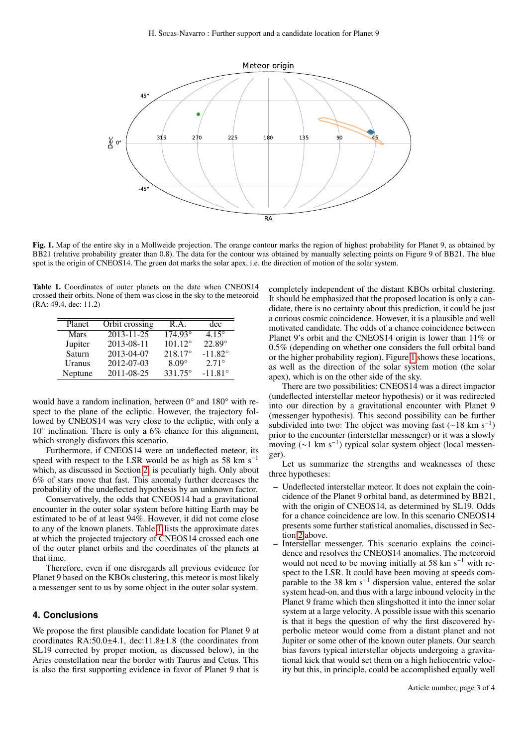**Fig. 1.** Map of the entire sky in a Mollweide projection. The orange contour marks the region of highest probability for Planet 9, as obtained by BB21 (relative probability greater than 0.8). The data for the contour was obtained by manually selecting points on Figure 9 of BB21. The blue spot is the origin of CNEOS14. The green dot marks the solar apex, i.e. the direction of motion of the solar system.

**Table 1.** Coordinates of outer planets on the date when CNEOS14 crossed their orbits. None of them was close in the sky to the meteoroid (RA: 49.4, dec: 11.2)

| Planet | Orbit crossing | R.A. | dec |
|---|---|---|---|
| Mars | 2013-11-25 | 174.93° | 4.15° |
| Jupiter | 2013-08-11 | 101.12° | 22.89° |
| Saturn | 2013-04-07 | 218.17° | -11.82° |
| Uranus | 2012-07-03 | 8.09° | 2.71° |
| Neptune | 2011-08-25 | 331.75° | -11.81° |

would have a random inclination, between 0° and 180° with respect to the plane of the ecliptic. However, the trajectory followed by CNEOS14 was very close to the ecliptic, with only a 10° inclination. There is only a 6% chance for this alignment, which strongly disfavors this scenario.

Furthermore, if CNEOS14 were an undeflected meteor, its speed with respect to the LSR would be as high as 58 km s$^{-1}$ which, as discussed in Section 2, is peculiarly high. Only about 6% of stars move that fast. This anomaly further decreases the probability of the undeflected hypothesis by an unknown factor.

Conservatively, the odds that CNEOS14 had a gravitational encounter in the outer solar system before hitting Earth may be estimated to be of at least 94%. However, it did not come close to any of the known planets. Table 1 lists the approximate dates at which the projected trajectory of CNEOS14 crossed each one of the outer planet orbits and the coordinates of the planets at that time.

Therefore, even if one disregards all previous evidence for Planet 9 based on the KBOs clustering, this meteor is most likely a messenger sent to us by some object in the outer solar system.

## 4. Conclusions

We propose the first plausible candidate location for Planet 9 at coordinates RA:50.0±4.1, dec:11.8±1.8 (the coordinates from SL19 corrected by proper motion, as discussed below), in the Aries constellation near the border with Taurus and Cetus. This is also the first supporting evidence in favor of Planet 9 that is completely independent of the distant KBOs orbital clustering. It should be emphasized that the proposed location is only a candidate, there is no certainty about this prediction, it could be just a curious cosmic coincidence. However, it is a plausible and well motivated candidate. The odds of a chance coincidence between Planet 9's orbit and the CNEOS14 origin is lower than 11% or 0.5% (depending on whether one considers the full orbital band or the higher probability region). Figure 1 shows these locations, as well as the direction of the solar system motion (the solar apex), which is on the other side of the sky.

There are two possibilities: CNEOS14 was a direct impactor (undeflected interstellar meteor hypothesis) or it was redirected into our direction by a gravitational encounter with Planet 9 (messenger hypothesis). This second possibility can be further subdivided into two: The object was moving fast (~18 km s$^{-1}$) prior to the encounter (interstellar messenger) or it was a slowly moving (~1 km s$^{-1}$) typical solar system object (local messenger).

Let us summarize the strengths and weaknesses of these three hypotheses:

- Undeflected interstellar meteor. It does not explain the coincidence of the Planet 9 orbital band, as determined by BB21, with the origin of CNEOS14, as determined by SL19. Odds for a chance coincidence are low. In this scenario CNEOS14 presents some further statistical anomalies, discussed in Section 2 above.
- Interstellar messenger. This scenario explains the coincidence and resolves the CNEOS14 anomalies. The meteoroid would not need to be moving initially at 58 km s$^{-1}$ with respect to the LSR. It could have been moving at speeds comparable to the 38 km s$^{-1}$ dispersion value, entered the solar system head-on, and thus with a large inbound velocity in the Planet 9 frame which then slingshotted it into the inner solar system at a large velocity. A possible issue with this scenario is that it begs the question of why the first discovered hyperbolic meteor would come from a distant planet and not Jupiter or some other of the known outer planets. Our search bias favors typical interstellar objects undergoing a gravitational kick that would set them on a high heliocentric velocity but this, in principle, could be accomplished equally well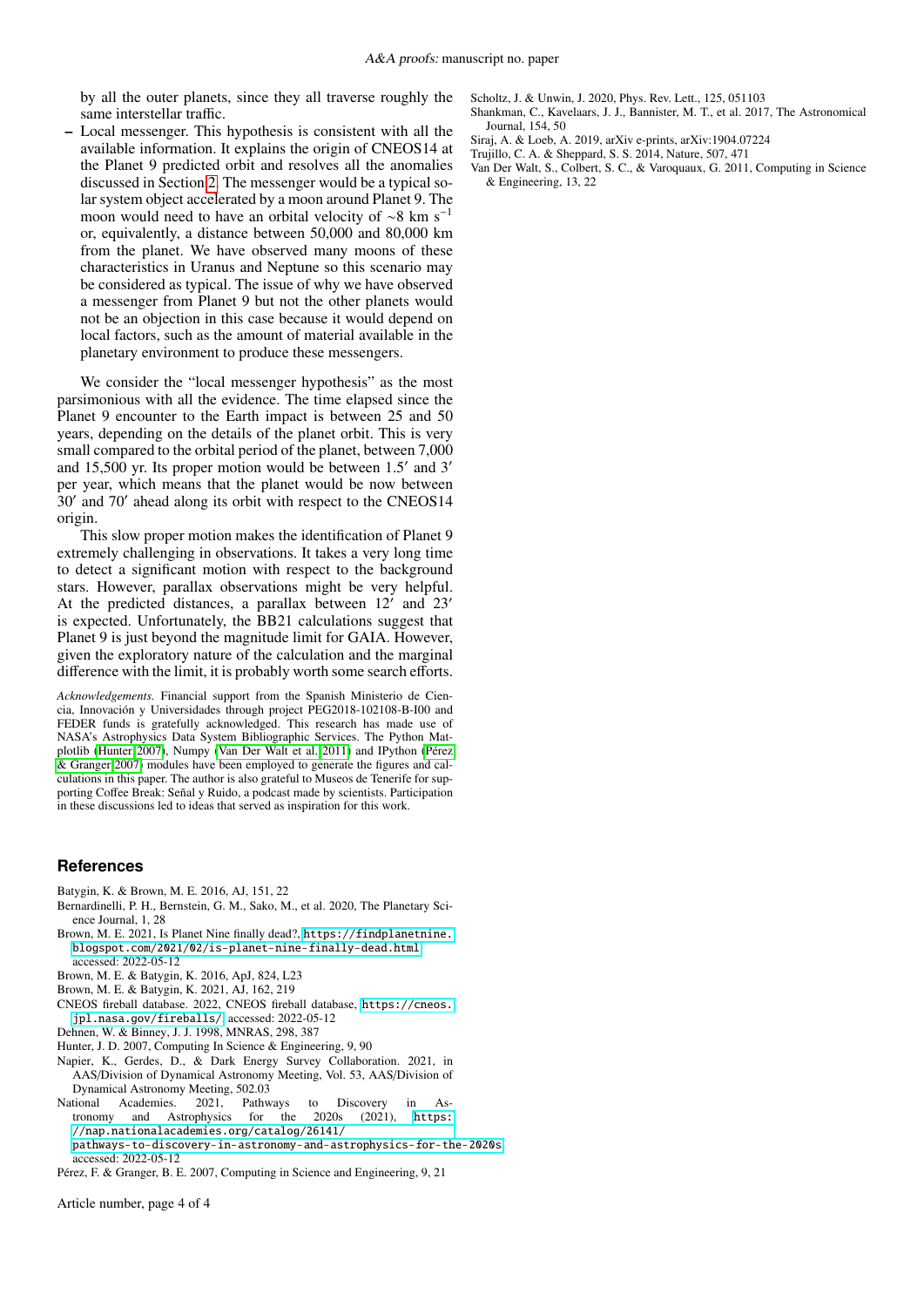by all the outer planets, since they all traverse roughly the same interstellar traffic.

– Local messenger. This hypothesis is consistent with all the available information. It explains the origin of CNEOS14 at the Planet 9 predicted orbit and resolves all the anomalies discussed in Section 2. The messenger would be a typical solar system object accelerated by a moon around Planet 9. The moon would need to have an orbital velocity of ~8 km s$^{-1}$ or, equivalently, a distance between 50,000 and 80,000 km from the planet. We have observed many moons of these characteristics in Uranus and Neptune so this scenario may be considered as typical. The issue of why we have observed a messenger from Planet 9 but not the other planets would not be an objection in this case because it would depend on local factors, such as the amount of material available in the planetary environment to produce these messengers.

We consider the "local messenger hypothesis" as the most parsimonious with all the evidence. The time elapsed since the Planet 9 encounter to the Earth impact is between 25 and 50 years, depending on the details of the planet orbit. This is very small compared to the orbital period of the planet, between 7,000 and 15,500 yr. Its proper motion would be between 1.5′ and 3′ per year, which means that the planet would be now between 30′ and 70′ ahead along its orbit with respect to the CNEOS14 origin.

This slow proper motion makes the identification of Planet 9 extremely challenging in observations. It takes a very long time to detect a significant motion with respect to the background stars. However, parallax observations might be very helpful. At the predicted distances, a parallax between 12′ and 23′ is expected. Unfortunately, the BB21 calculations suggest that Planet 9 is just beyond the magnitude limit for GAIA. However, given the exploratory nature of the calculation and the marginal difference with the limit, it is probably worth some search efforts.

*Acknowledgements.* Financial support from the Spanish Ministerio de Ciencia, Innovación y Universidades through project PEG2018-102108-B-I00 and FEDER funds is gratefully acknowledged. This research has made use of NASA's Astrophysics Data System Bibliographic Services. The Python Matplotlib (Hunter 2007), Numpy (Van Der Walt et al. 2011) and IPython (Pérez & Granger 2007) modules have been employed to generate the figures and calculations in this paper. The author is also grateful to Museos de Tenerife for supporting Coffee Break: Señal y Ruido, a podcast made by scientists. Participation in these discussions led to ideas that served as inspiration for this work.

## References

Batygin, K. & Brown, M. E. 2016, AJ, 151, 22

Bernardinelli, P. H., Bernstein, G. M., Sako, M., et al. 2020, The Planetary Science Journal, 1, 28

Brown, M. E. 2021, Is Planet Nine finally dead?, https://findplanetnine.blogspot.com/2021/02/is-planet-nine-finally-dead.html accessed: 2022-05-12

Brown, M. E. & Batygin, K. 2016, ApJ, 824, L23

Brown, M. E. & Batygin, K. 2021, AJ, 162, 219

CNEOS fireball database. 2022, CNEOS fireball database, https://cneos.jpl.nasa.gov/fireballs/ accessed: 2022-05-12

Dehnen, W. & Binney, J. J. 1998, MNRAS, 298, 387

Hunter, J. D. 2007, Computing In Science & Engineering, 9, 90

Napier, K., Gerdes, D., & Dark Energy Survey Collaboration. 2021, in AAS/Division of Dynamical Astronomy Meeting, Vol. 53, AAS/Division of Dynamical Astronomy Meeting, 502.03

National Academies. 2021, Pathways to Discovery in Astronomy and Astrophysics for the 2020s (2021), https://nap.nationalacademies.org/catalog/26141/pathways-to-discovery-in-astronomy-and-astrophysics-for-the-2020s accessed: 2022-05-12

Pérez, F. & Granger, B. E. 2007, Computing in Science and Engineering, 9, 21

Scholtz, J. & Unwin, J. 2020, Phys. Rev. Lett., 125, 051103

Shankman, C., Kavelaars, J. J., Bannister, M. T., et al. 2017, The Astronomical Journal, 154, 50

Siraj, A. & Loeb, A. 2019, arXiv e-prints, arXiv:1904.07224

Trujillo, C. A. & Sheppard, S. S. 2014, Nature, 507, 471

Van Der Walt, S., Colbert, S. C., & Varoquaux, G. 2011, Computing in Science & Engineering, 13, 22